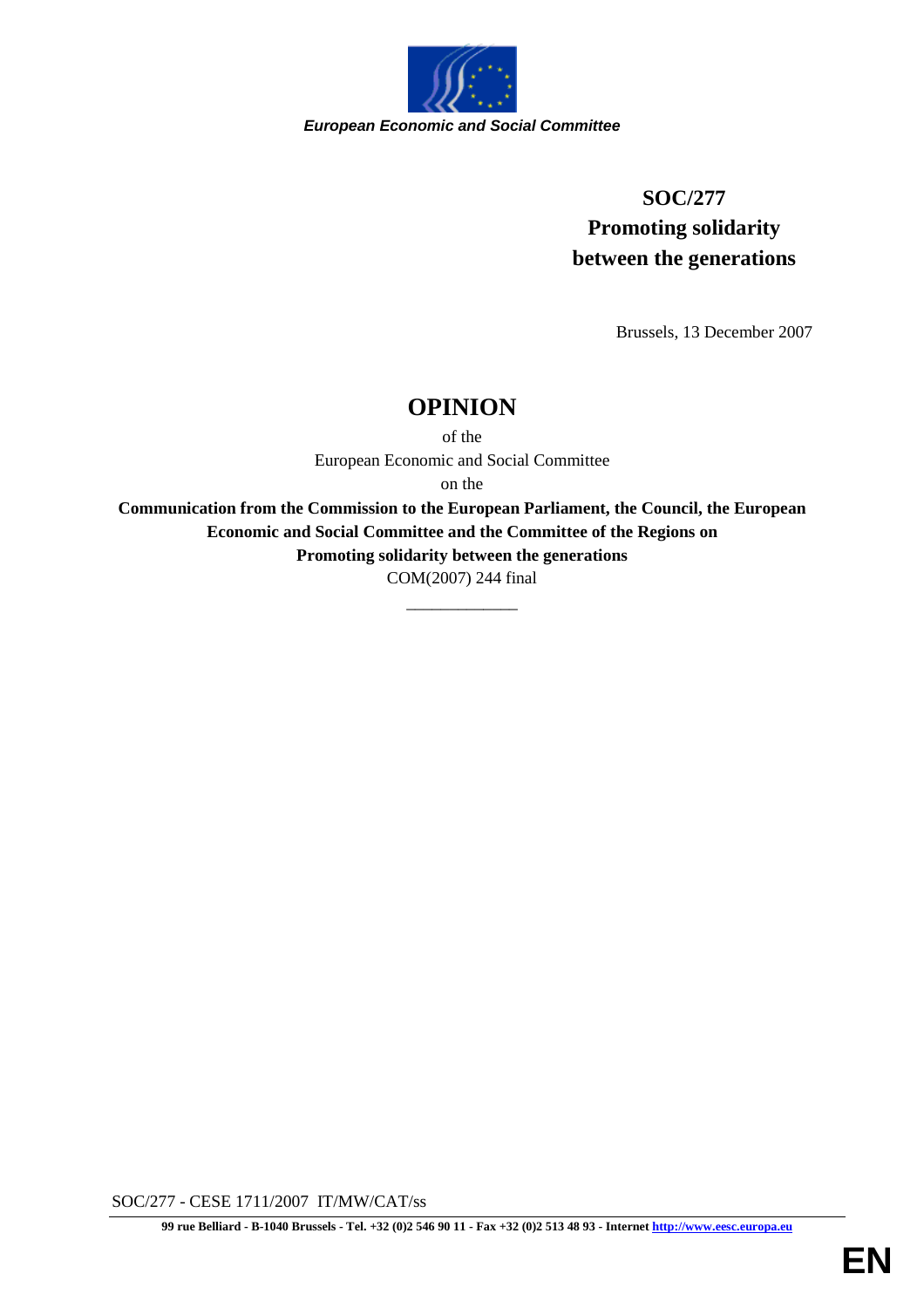*European Economic and Social Committee*

**SOC/277**
**Promoting solidarity between the generations**

Brussels, 13 December 2007

# OPINION

of the

European Economic and Social Committee

on the

**Communication from the Commission to the European Parliament, the Council, the European Economic and Social Committee and the Committee of the Regions on Promoting solidarity between the generations**

COM(2007) 244 final

\_\_\_\_\_\_\_\_\_\_\_\_\_

SOC/277 - CESE 1711/2007 IT/MW/CAT/ss

**99 rue Belliard - B-1040 Brussels - Tel. +32 (0)2 546 90 11 - Fax +32 (0)2 513 48 93 - Internet http://www.eesc.europa.eu**

**EN**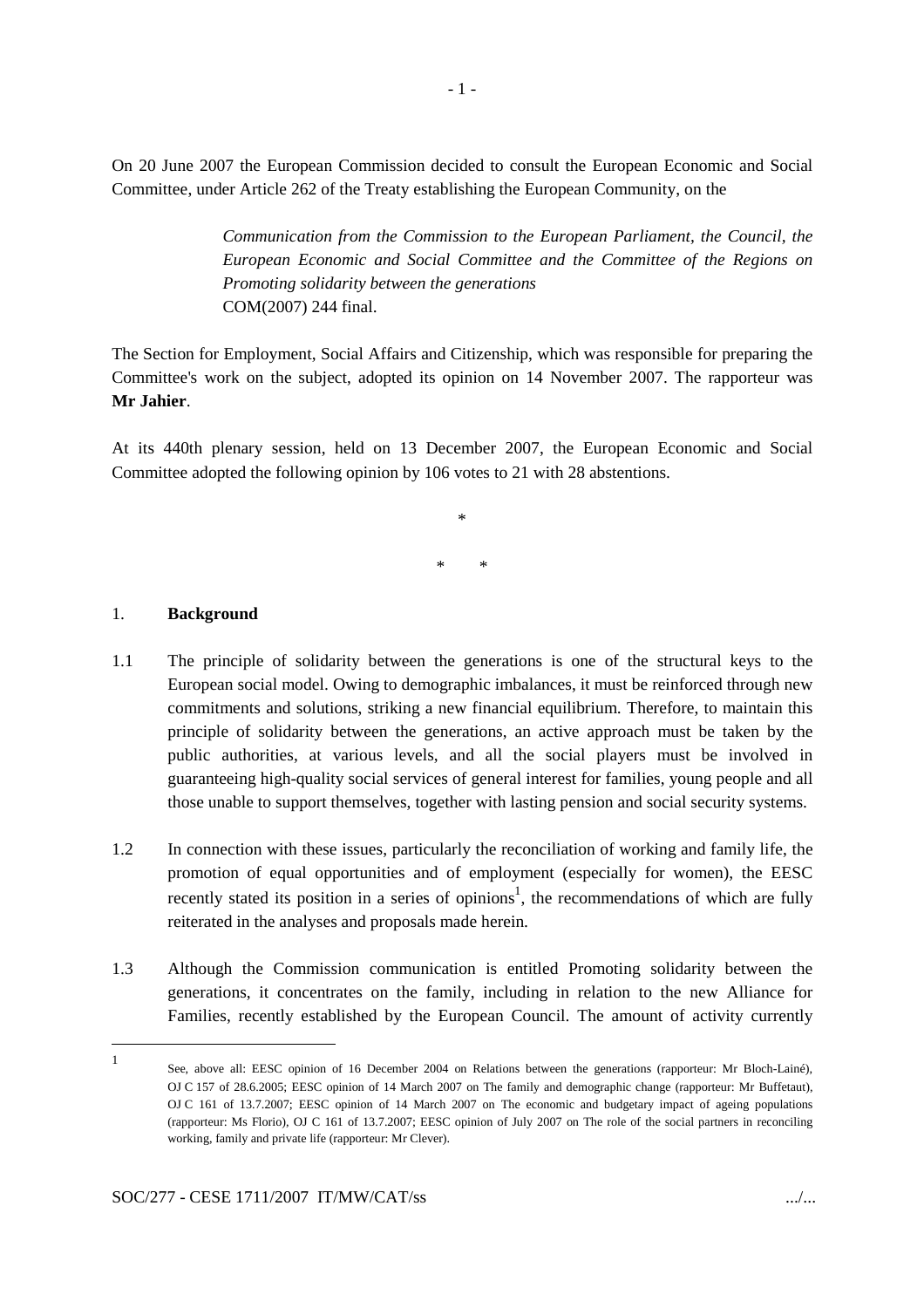On 20 June 2007 the European Commission decided to consult the European Economic and Social Committee, under Article 262 of the Treaty establishing the European Community, on the

> *Communication from the Commission to the European Parliament, the Council, the European Economic and Social Committee and the Committee of the Regions on Promoting solidarity between the generations*
> COM(2007) 244 final.

The Section for Employment, Social Affairs and Citizenship, which was responsible for preparing the Committee's work on the subject, adopted its opinion on 14 November 2007. The rapporteur was **Mr Jahier**.

At its 440th plenary session, held on 13 December 2007, the European Economic and Social Committee adopted the following opinion by 106 votes to 21 with 28 abstentions.

\*

\* \*

## 1. Background

1.1 The principle of solidarity between the generations is one of the structural keys to the European social model. Owing to demographic imbalances, it must be reinforced through new commitments and solutions, striking a new financial equilibrium. Therefore, to maintain this principle of solidarity between the generations, an active approach must be taken by the public authorities, at various levels, and all the social players must be involved in guaranteeing high-quality social services of general interest for families, young people and all those unable to support themselves, together with lasting pension and social security systems.

1.2 In connection with these issues, particularly the reconciliation of working and family life, the promotion of equal opportunities and of employment (especially for women), the EESC recently stated its position in a series of opinions[1], the recommendations of which are fully reiterated in the analyses and proposals made herein.

1.3 Although the Commission communication is entitled Promoting solidarity between the generations, it concentrates on the family, including in relation to the new Alliance for Families, recently established by the European Council. The amount of activity currently

---

[1] See, above all: EESC opinion of 16 December 2004 on Relations between the generations (rapporteur: Mr Bloch-Lainé), OJ C 157 of 28.6.2005; EESC opinion of 14 March 2007 on The family and demographic change (rapporteur: Mr Buffetaut), OJ C 161 of 13.7.2007; EESC opinion of 14 March 2007 on The economic and budgetary impact of ageing populations (rapporteur: Ms Florio), OJ C 161 of 13.7.2007; EESC opinion of July 2007 on The role of the social partners in reconciling working, family and private life (rapporteur: Mr Clever).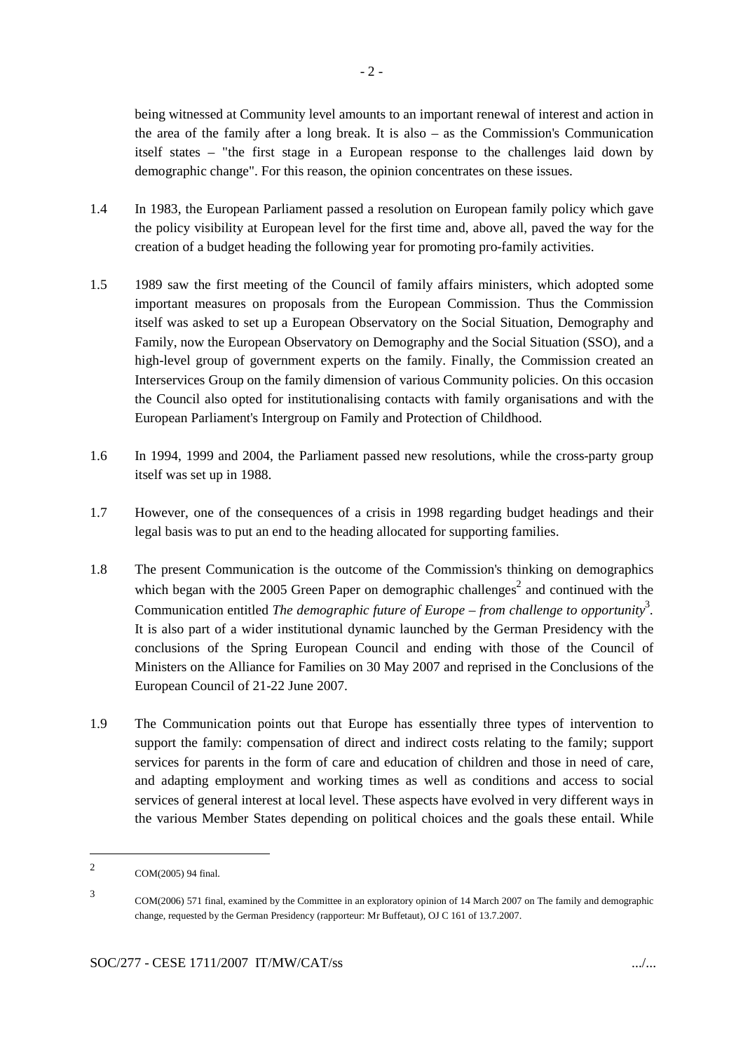being witnessed at Community level amounts to an important renewal of interest and action in the area of the family after a long break. It is also – as the Commission's Communication itself states – "the first stage in a European response to the challenges laid down by demographic change". For this reason, the opinion concentrates on these issues.

1.4 In 1983, the European Parliament passed a resolution on European family policy which gave the policy visibility at European level for the first time and, above all, paved the way for the creation of a budget heading the following year for promoting pro-family activities.

1.5 1989 saw the first meeting of the Council of family affairs ministers, which adopted some important measures on proposals from the European Commission. Thus the Commission itself was asked to set up a European Observatory on the Social Situation, Demography and Family, now the European Observatory on Demography and the Social Situation (SSO), and a high-level group of government experts on the family. Finally, the Commission created an Interservices Group on the family dimension of various Community policies. On this occasion the Council also opted for institutionalising contacts with family organisations and with the European Parliament's Intergroup on Family and Protection of Childhood.

1.6 In 1994, 1999 and 2004, the Parliament passed new resolutions, while the cross-party group itself was set up in 1988.

1.7 However, one of the consequences of a crisis in 1998 regarding budget headings and their legal basis was to put an end to the heading allocated for supporting families.

1.8 The present Communication is the outcome of the Commission's thinking on demographics which began with the 2005 Green Paper on demographic challenges[2] and continued with the Communication entitled *The demographic future of Europe – from challenge to opportunity*[3]. It is also part of a wider institutional dynamic launched by the German Presidency with the conclusions of the Spring European Council and ending with those of the Council of Ministers on the Alliance for Families on 30 May 2007 and reprised in the Conclusions of the European Council of 21-22 June 2007.

1.9 The Communication points out that Europe has essentially three types of intervention to support the family: compensation of direct and indirect costs relating to the family; support services for parents in the form of care and education of children and those in need of care, and adapting employment and working times as well as conditions and access to social services of general interest at local level. These aspects have evolved in very different ways in the various Member States depending on political choices and the goals these entail. While

---

[2] COM(2005) 94 final.

[3] COM(2006) 571 final, examined by the Committee in an exploratory opinion of 14 March 2007 on The family and demographic change, requested by the German Presidency (rapporteur: Mr Buffetaut), OJ C 161 of 13.7.2007.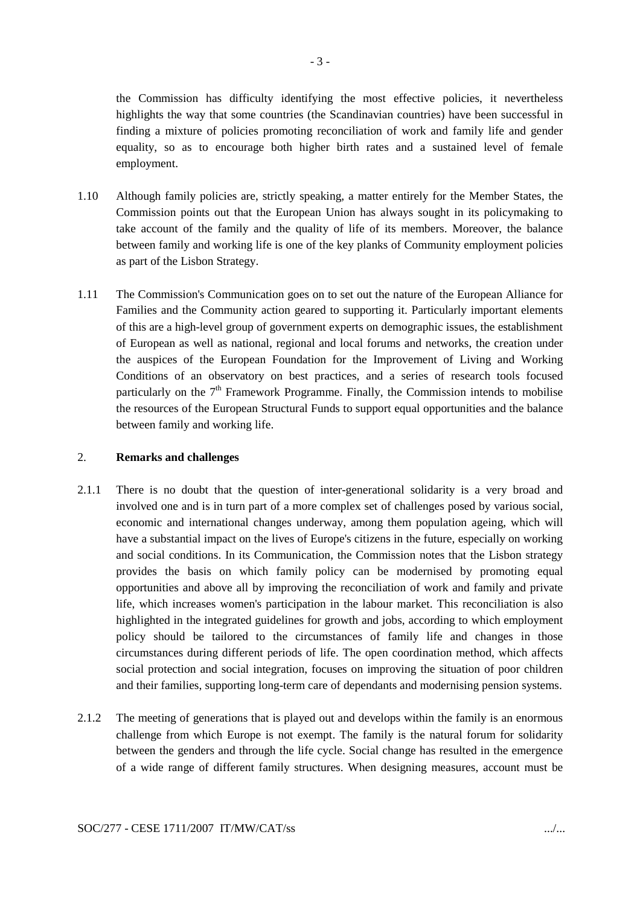the Commission has difficulty identifying the most effective policies, it nevertheless highlights the way that some countries (the Scandinavian countries) have been successful in finding a mixture of policies promoting reconciliation of work and family life and gender equality, so as to encourage both higher birth rates and a sustained level of female employment.

1.10 Although family policies are, strictly speaking, a matter entirely for the Member States, the Commission points out that the European Union has always sought in its policymaking to take account of the family and the quality of life of its members. Moreover, the balance between family and working life is one of the key planks of Community employment policies as part of the Lisbon Strategy.

1.11 The Commission's Communication goes on to set out the nature of the European Alliance for Families and the Community action geared to supporting it. Particularly important elements of this are a high-level group of government experts on demographic issues, the establishment of European as well as national, regional and local forums and networks, the creation under the auspices of the European Foundation for the Improvement of Living and Working Conditions of an observatory on best practices, and a series of research tools focused particularly on the 7th Framework Programme. Finally, the Commission intends to mobilise the resources of the European Structural Funds to support equal opportunities and the balance between family and working life.

## 2. **Remarks and challenges**

2.1.1 There is no doubt that the question of inter-generational solidarity is a very broad and involved one and is in turn part of a more complex set of challenges posed by various social, economic and international changes underway, among them population ageing, which will have a substantial impact on the lives of Europe's citizens in the future, especially on working and social conditions. In its Communication, the Commission notes that the Lisbon strategy provides the basis on which family policy can be modernised by promoting equal opportunities and above all by improving the reconciliation of work and family and private life, which increases women's participation in the labour market. This reconciliation is also highlighted in the integrated guidelines for growth and jobs, according to which employment policy should be tailored to the circumstances of family life and changes in those circumstances during different periods of life. The open coordination method, which affects social protection and social integration, focuses on improving the situation of poor children and their families, supporting long-term care of dependants and modernising pension systems.

2.1.2 The meeting of generations that is played out and develops within the family is an enormous challenge from which Europe is not exempt. The family is the natural forum for solidarity between the genders and through the life cycle. Social change has resulted in the emergence of a wide range of different family structures. When designing measures, account must be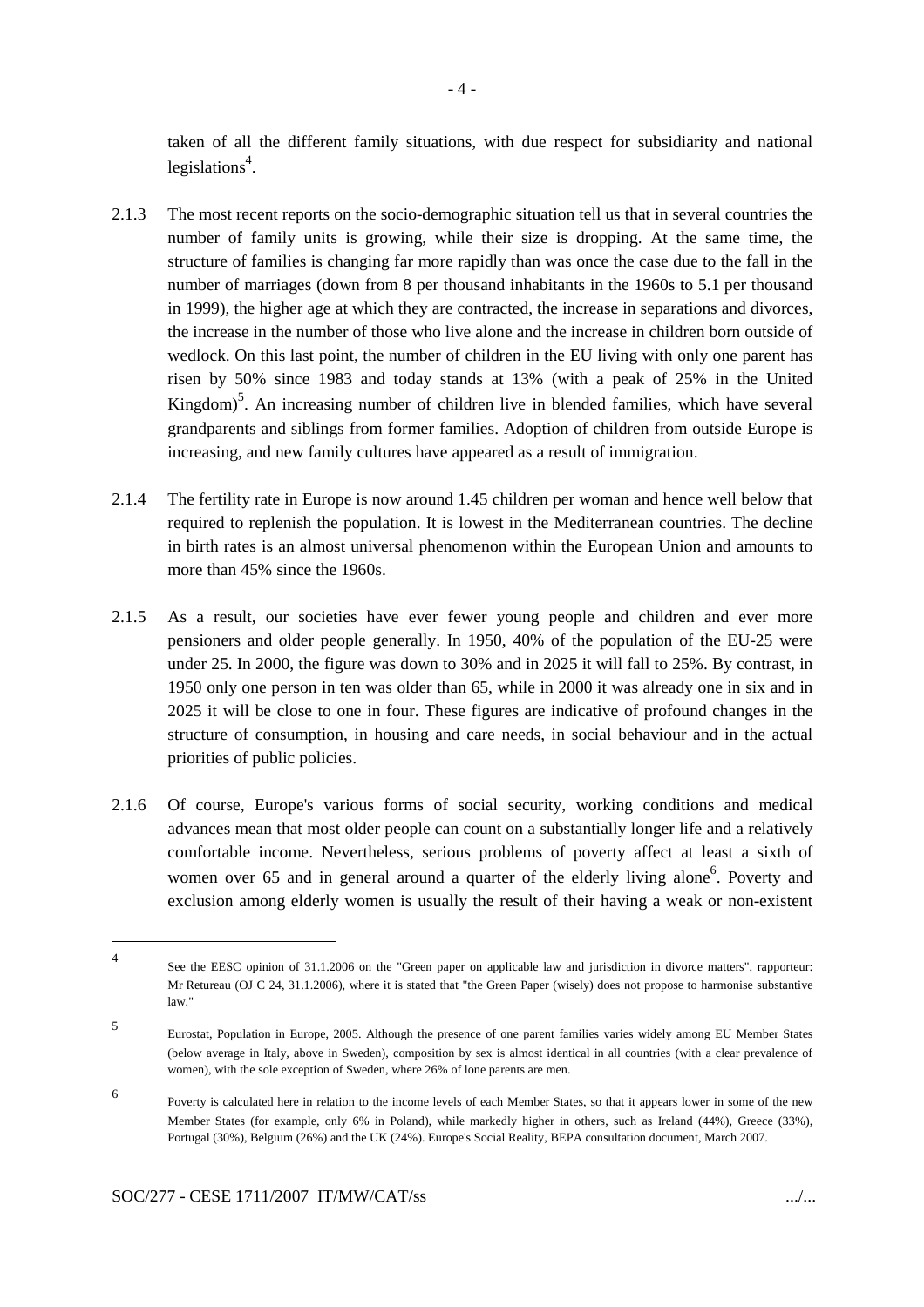taken of all the different family situations, with due respect for subsidiarity and national legislations[4].

2.1.3 The most recent reports on the socio-demographic situation tell us that in several countries the number of family units is growing, while their size is dropping. At the same time, the structure of families is changing far more rapidly than was once the case due to the fall in the number of marriages (down from 8 per thousand inhabitants in the 1960s to 5.1 per thousand in 1999), the higher age at which they are contracted, the increase in separations and divorces, the increase in the number of those who live alone and the increase in children born outside of wedlock. On this last point, the number of children in the EU living with only one parent has risen by 50% since 1983 and today stands at 13% (with a peak of 25% in the United Kingdom)[5]. An increasing number of children live in blended families, which have several grandparents and siblings from former families. Adoption of children from outside Europe is increasing, and new family cultures have appeared as a result of immigration.

2.1.4 The fertility rate in Europe is now around 1.45 children per woman and hence well below that required to replenish the population. It is lowest in the Mediterranean countries. The decline in birth rates is an almost universal phenomenon within the European Union and amounts to more than 45% since the 1960s.

2.1.5 As a result, our societies have ever fewer young people and children and ever more pensioners and older people generally. In 1950, 40% of the population of the EU-25 were under 25. In 2000, the figure was down to 30% and in 2025 it will fall to 25%. By contrast, in 1950 only one person in ten was older than 65, while in 2000 it was already one in six and in 2025 it will be close to one in four. These figures are indicative of profound changes in the structure of consumption, in housing and care needs, in social behaviour and in the actual priorities of public policies.

2.1.6 Of course, Europe's various forms of social security, working conditions and medical advances mean that most older people can count on a substantially longer life and a relatively comfortable income. Nevertheless, serious problems of poverty affect at least a sixth of women over 65 and in general around a quarter of the elderly living alone[6]. Poverty and exclusion among elderly women is usually the result of their having a weak or non-existent

---

[4] See the EESC opinion of 31.1.2006 on the "Green paper on applicable law and jurisdiction in divorce matters", rapporteur: Mr Retureau (OJ C 24, 31.1.2006), where it is stated that "the Green Paper (wisely) does not propose to harmonise substantive law."

[5] Eurostat, Population in Europe, 2005. Although the presence of one parent families varies widely among EU Member States (below average in Italy, above in Sweden), composition by sex is almost identical in all countries (with a clear prevalence of women), with the sole exception of Sweden, where 26% of lone parents are men.

[6] Poverty is calculated here in relation to the income levels of each Member States, so that it appears lower in some of the new Member States (for example, only 6% in Poland), while markedly higher in others, such as Ireland (44%), Greece (33%), Portugal (30%), Belgium (26%) and the UK (24%). Europe's Social Reality, BEPA consultation document, March 2007.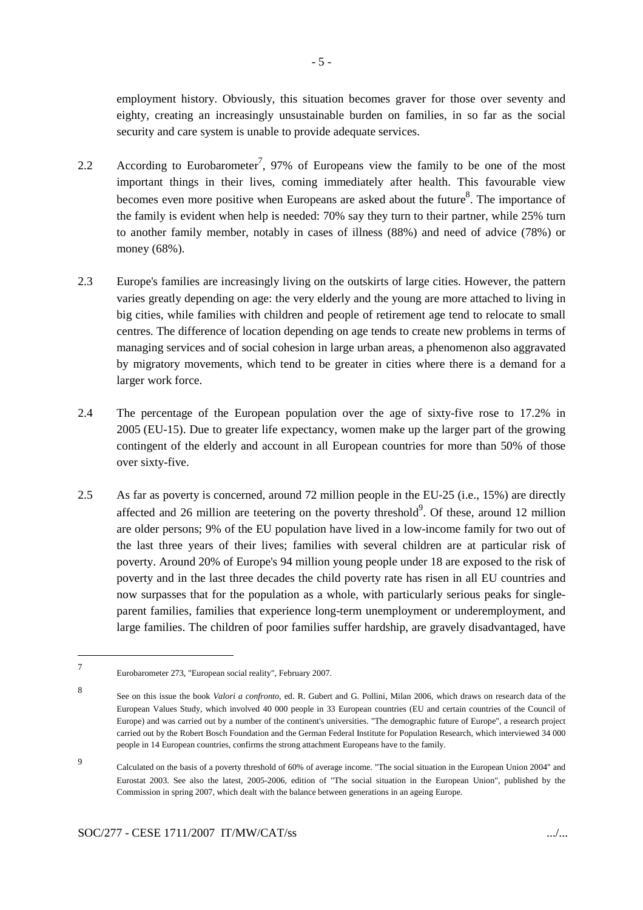employment history. Obviously, this situation becomes graver for those over seventy and eighty, creating an increasingly unsustainable burden on families, in so far as the social security and care system is unable to provide adequate services.

2.2 According to Eurobarometer[7], 97% of Europeans view the family to be one of the most important things in their lives, coming immediately after health. This favourable view becomes even more positive when Europeans are asked about the future[8]. The importance of the family is evident when help is needed: 70% say they turn to their partner, while 25% turn to another family member, notably in cases of illness (88%) and need of advice (78%) or money (68%).

2.3 Europe's families are increasingly living on the outskirts of large cities. However, the pattern varies greatly depending on age: the very elderly and the young are more attached to living in big cities, while families with children and people of retirement age tend to relocate to small centres. The difference of location depending on age tends to create new problems in terms of managing services and of social cohesion in large urban areas, a phenomenon also aggravated by migratory movements, which tend to be greater in cities where there is a demand for a larger work force.

2.4 The percentage of the European population over the age of sixty-five rose to 17.2% in 2005 (EU-15). Due to greater life expectancy, women make up the larger part of the growing contingent of the elderly and account in all European countries for more than 50% of those over sixty-five.

2.5 As far as poverty is concerned, around 72 million people in the EU-25 (i.e., 15%) are directly affected and 26 million are teetering on the poverty threshold[9]. Of these, around 12 million are older persons; 9% of the EU population have lived in a low-income family for two out of the last three years of their lives; families with several children are at particular risk of poverty. Around 20% of Europe's 94 million young people under 18 are exposed to the risk of poverty and in the last three decades the child poverty rate has risen in all EU countries and now surpasses that for the population as a whole, with particularly serious peaks for single-parent families, families that experience long-term unemployment or underemployment, and large families. The children of poor families suffer hardship, are gravely disadvantaged, have

---

[7] Eurobarometer 273, "European social reality", February 2007.

[8] See on this issue the book *Valori a confronto*, ed. R. Gubert and G. Pollini, Milan 2006, which draws on research data of the European Values Study, which involved 40 000 people in 33 European countries (EU and certain countries of the Council of Europe) and was carried out by a number of the continent's universities. "The demographic future of Europe", a research project carried out by the Robert Bosch Foundation and the German Federal Institute for Population Research, which interviewed 34 000 people in 14 European countries, confirms the strong attachment Europeans have to the family.

[9] Calculated on the basis of a poverty threshold of 60% of average income. "The social situation in the European Union 2004" and Eurostat 2003. See also the latest, 2005-2006, edition of "The social situation in the European Union", published by the Commission in spring 2007, which dealt with the balance between generations in an ageing Europe.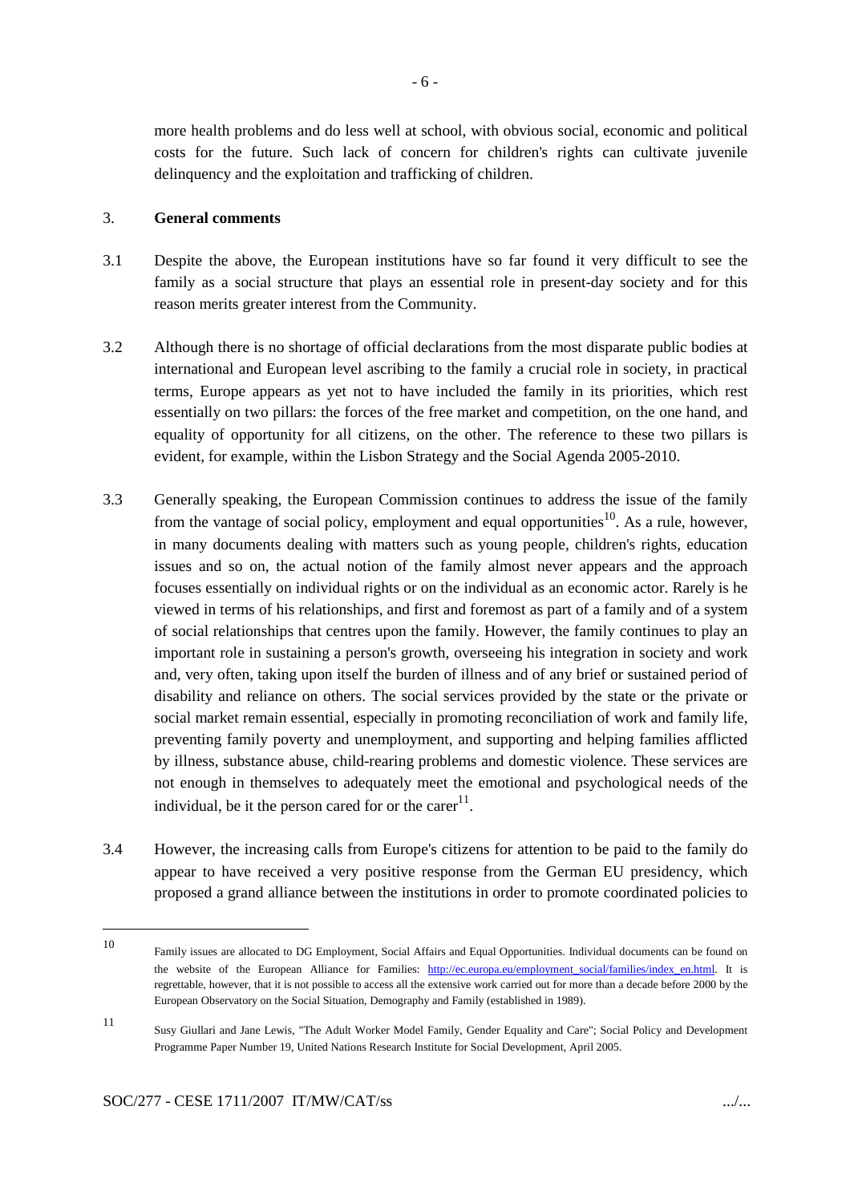more health problems and do less well at school, with obvious social, economic and political costs for the future. Such lack of concern for children's rights can cultivate juvenile delinquency and the exploitation and trafficking of children.

## 3. General comments

3.1 Despite the above, the European institutions have so far found it very difficult to see the family as a social structure that plays an essential role in present-day society and for this reason merits greater interest from the Community.

3.2 Although there is no shortage of official declarations from the most disparate public bodies at international and European level ascribing to the family a crucial role in society, in practical terms, Europe appears as yet not to have included the family in its priorities, which rest essentially on two pillars: the forces of the free market and competition, on the one hand, and equality of opportunity for all citizens, on the other. The reference to these two pillars is evident, for example, within the Lisbon Strategy and the Social Agenda 2005-2010.

3.3 Generally speaking, the European Commission continues to address the issue of the family from the vantage of social policy, employment and equal opportunities[10]. As a rule, however, in many documents dealing with matters such as young people, children's rights, education issues and so on, the actual notion of the family almost never appears and the approach focuses essentially on individual rights or on the individual as an economic actor. Rarely is he viewed in terms of his relationships, and first and foremost as part of a family and of a system of social relationships that centres upon the family. However, the family continues to play an important role in sustaining a person's growth, overseeing his integration in society and work and, very often, taking upon itself the burden of illness and of any brief or sustained period of disability and reliance on others. The social services provided by the state or the private or social market remain essential, especially in promoting reconciliation of work and family life, preventing family poverty and unemployment, and supporting and helping families afflicted by illness, substance abuse, child-rearing problems and domestic violence. These services are not enough in themselves to adequately meet the emotional and psychological needs of the individual, be it the person cared for or the carer[11].

3.4 However, the increasing calls from Europe's citizens for attention to be paid to the family do appear to have received a very positive response from the German EU presidency, which proposed a grand alliance between the institutions in order to promote coordinated policies to

---

10 Family issues are allocated to DG Employment, Social Affairs and Equal Opportunities. Individual documents can be found on the website of the European Alliance for Families: http://ec.europa.eu/employment_social/families/index_en.html. It is regrettable, however, that it is not possible to access all the extensive work carried out for more than a decade before 2000 by the European Observatory on the Social Situation, Demography and Family (established in 1989).

11 Susy Giullari and Jane Lewis, "The Adult Worker Model Family, Gender Equality and Care"; Social Policy and Development Programme Paper Number 19, United Nations Research Institute for Social Development, April 2005.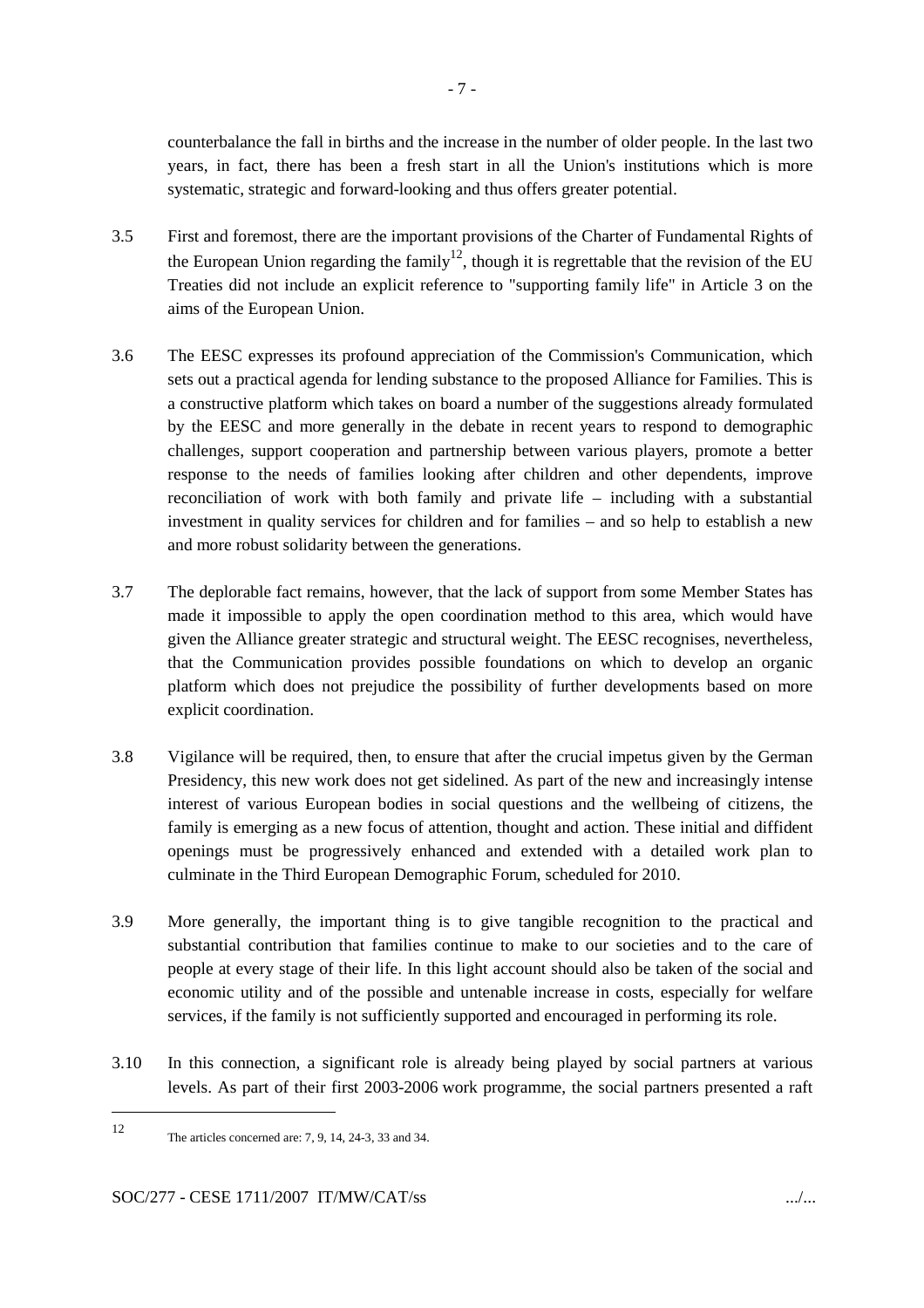counterbalance the fall in births and the increase in the number of older people. In the last two years, in fact, there has been a fresh start in all the Union's institutions which is more systematic, strategic and forward-looking and thus offers greater potential.

3.5 First and foremost, there are the important provisions of the Charter of Fundamental Rights of the European Union regarding the family[12], though it is regrettable that the revision of the EU Treaties did not include an explicit reference to "supporting family life" in Article 3 on the aims of the European Union.

3.6 The EESC expresses its profound appreciation of the Commission's Communication, which sets out a practical agenda for lending substance to the proposed Alliance for Families. This is a constructive platform which takes on board a number of the suggestions already formulated by the EESC and more generally in the debate in recent years to respond to demographic challenges, support cooperation and partnership between various players, promote a better response to the needs of families looking after children and other dependents, improve reconciliation of work with both family and private life – including with a substantial investment in quality services for children and for families – and so help to establish a new and more robust solidarity between the generations.

3.7 The deplorable fact remains, however, that the lack of support from some Member States has made it impossible to apply the open coordination method to this area, which would have given the Alliance greater strategic and structural weight. The EESC recognises, nevertheless, that the Communication provides possible foundations on which to develop an organic platform which does not prejudice the possibility of further developments based on more explicit coordination.

3.8 Vigilance will be required, then, to ensure that after the crucial impetus given by the German Presidency, this new work does not get sidelined. As part of the new and increasingly intense interest of various European bodies in social questions and the wellbeing of citizens, the family is emerging as a new focus of attention, thought and action. These initial and diffident openings must be progressively enhanced and extended with a detailed work plan to culminate in the Third European Demographic Forum, scheduled for 2010.

3.9 More generally, the important thing is to give tangible recognition to the practical and substantial contribution that families continue to make to our societies and to the care of people at every stage of their life. In this light account should also be taken of the social and economic utility and of the possible and untenable increase in costs, especially for welfare services, if the family is not sufficiently supported and encouraged in performing its role.

3.10 In this connection, a significant role is already being played by social partners at various levels. As part of their first 2003-2006 work programme, the social partners presented a raft

---

[12] The articles concerned are: 7, 9, 14, 24-3, 33 and 34.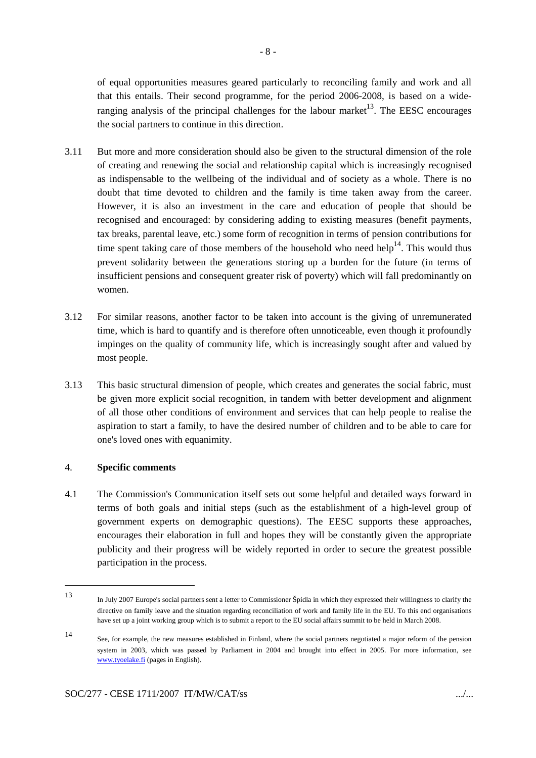of equal opportunities measures geared particularly to reconciling family and work and all that this entails. Their second programme, for the period 2006-2008, is based on a wide-ranging analysis of the principal challenges for the labour market[13]. The EESC encourages the social partners to continue in this direction.

3.11 But more and more consideration should also be given to the structural dimension of the role of creating and renewing the social and relationship capital which is increasingly recognised as indispensable to the wellbeing of the individual and of society as a whole. There is no doubt that time devoted to children and the family is time taken away from the career. However, it is also an investment in the care and education of people that should be recognised and encouraged: by considering adding to existing measures (benefit payments, tax breaks, parental leave, etc.) some form of recognition in terms of pension contributions for time spent taking care of those members of the household who need help[14]. This would thus prevent solidarity between the generations storing up a burden for the future (in terms of insufficient pensions and consequent greater risk of poverty) which will fall predominantly on women.

3.12 For similar reasons, another factor to be taken into account is the giving of unremunerated time, which is hard to quantify and is therefore often unnoticeable, even though it profoundly impinges on the quality of community life, which is increasingly sought after and valued by most people.

3.13 This basic structural dimension of people, which creates and generates the social fabric, must be given more explicit social recognition, in tandem with better development and alignment of all those other conditions of environment and services that can help people to realise the aspiration to start a family, to have the desired number of children and to be able to care for one's loved ones with equanimity.

## 4. **Specific comments**

4.1 The Commission's Communication itself sets out some helpful and detailed ways forward in terms of both goals and initial steps (such as the establishment of a high-level group of government experts on demographic questions). The EESC supports these approaches, encourages their elaboration in full and hopes they will be constantly given the appropriate publicity and their progress will be widely reported in order to secure the greatest possible participation in the process.

---

13 In July 2007 Europe's social partners sent a letter to Commissioner Špidla in which they expressed their willingness to clarify the directive on family leave and the situation regarding reconciliation of work and family life in the EU. To this end organisations have set up a joint working group which is to submit a report to the EU social affairs summit to be held in March 2008.

14 See, for example, the new measures established in Finland, where the social partners negotiated a major reform of the pension system in 2003, which was passed by Parliament in 2004 and brought into effect in 2005. For more information, see www.tyoelake.fi (pages in English).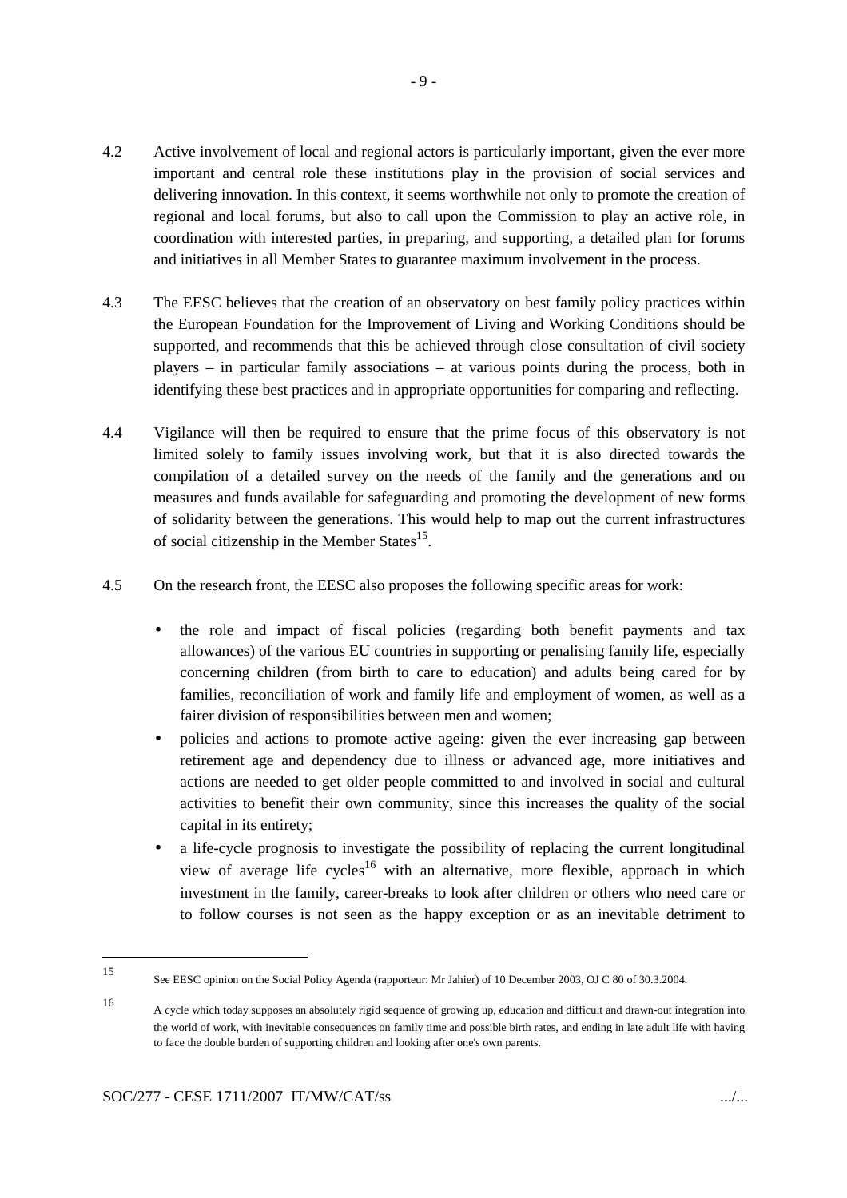4.2 Active involvement of local and regional actors is particularly important, given the ever more important and central role these institutions play in the provision of social services and delivering innovation. In this context, it seems worthwhile not only to promote the creation of regional and local forums, but also to call upon the Commission to play an active role, in coordination with interested parties, in preparing, and supporting, a detailed plan for forums and initiatives in all Member States to guarantee maximum involvement in the process.

4.3 The EESC believes that the creation of an observatory on best family policy practices within the European Foundation for the Improvement of Living and Working Conditions should be supported, and recommends that this be achieved through close consultation of civil society players – in particular family associations – at various points during the process, both in identifying these best practices and in appropriate opportunities for comparing and reflecting.

4.4 Vigilance will then be required to ensure that the prime focus of this observatory is not limited solely to family issues involving work, but that it is also directed towards the compilation of a detailed survey on the needs of the family and the generations and on measures and funds available for safeguarding and promoting the development of new forms of solidarity between the generations. This would help to map out the current infrastructures of social citizenship in the Member States[15].

4.5 On the research front, the EESC also proposes the following specific areas for work:

- the role and impact of fiscal policies (regarding both benefit payments and tax allowances) of the various EU countries in supporting or penalising family life, especially concerning children (from birth to care to education) and adults being cared for by families, reconciliation of work and family life and employment of women, as well as a fairer division of responsibilities between men and women;
- policies and actions to promote active ageing: given the ever increasing gap between retirement age and dependency due to illness or advanced age, more initiatives and actions are needed to get older people committed to and involved in social and cultural activities to benefit their own community, since this increases the quality of the social capital in its entirety;
- a life-cycle prognosis to investigate the possibility of replacing the current longitudinal view of average life cycles[16] with an alternative, more flexible, approach in which investment in the family, career-breaks to look after children or others who need care or to follow courses is not seen as the happy exception or as an inevitable detriment to

---

[15] See EESC opinion on the Social Policy Agenda (rapporteur: Mr Jahier) of 10 December 2003, OJ C 80 of 30.3.2004.

[16] A cycle which today supposes an absolutely rigid sequence of growing up, education and difficult and drawn-out integration into the world of work, with inevitable consequences on family time and possible birth rates, and ending in late adult life with having to face the double burden of supporting children and looking after one's own parents.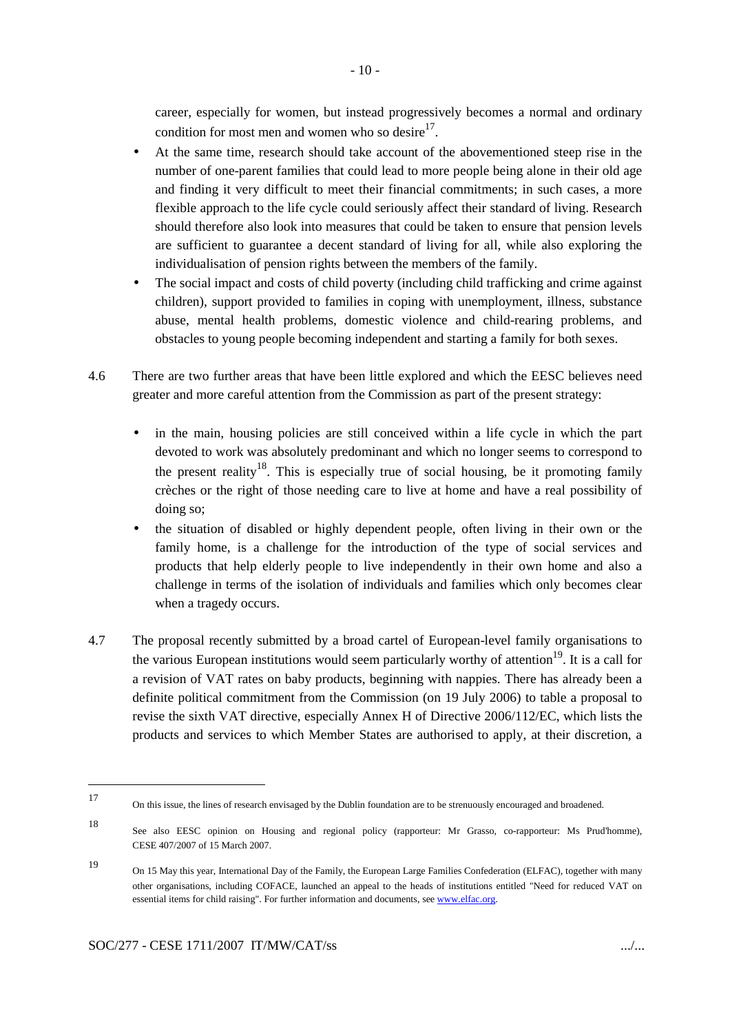career, especially for women, but instead progressively becomes a normal and ordinary condition for most men and women who so desire[17].

- At the same time, research should take account of the abovementioned steep rise in the number of one-parent families that could lead to more people being alone in their old age and finding it very difficult to meet their financial commitments; in such cases, a more flexible approach to the life cycle could seriously affect their standard of living. Research should therefore also look into measures that could be taken to ensure that pension levels are sufficient to guarantee a decent standard of living for all, while also exploring the individualisation of pension rights between the members of the family.
- The social impact and costs of child poverty (including child trafficking and crime against children), support provided to families in coping with unemployment, illness, substance abuse, mental health problems, domestic violence and child-rearing problems, and obstacles to young people becoming independent and starting a family for both sexes.

4.6 There are two further areas that have been little explored and which the EESC believes need greater and more careful attention from the Commission as part of the present strategy:

- in the main, housing policies are still conceived within a life cycle in which the part devoted to work was absolutely predominant and which no longer seems to correspond to the present reality[18]. This is especially true of social housing, be it promoting family crèches or the right of those needing care to live at home and have a real possibility of doing so;
- the situation of disabled or highly dependent people, often living in their own or the family home, is a challenge for the introduction of the type of social services and products that help elderly people to live independently in their own home and also a challenge in terms of the isolation of individuals and families which only becomes clear when a tragedy occurs.

4.7 The proposal recently submitted by a broad cartel of European-level family organisations to the various European institutions would seem particularly worthy of attention[19]. It is a call for a revision of VAT rates on baby products, beginning with nappies. There has already been a definite political commitment from the Commission (on 19 July 2006) to table a proposal to revise the sixth VAT directive, especially Annex H of Directive 2006/112/EC, which lists the products and services to which Member States are authorised to apply, at their discretion, a

---

[17] On this issue, the lines of research envisaged by the Dublin foundation are to be strenuously encouraged and broadened.

[18] See also EESC opinion on Housing and regional policy (rapporteur: Mr Grasso, co-rapporteur: Ms Prud'homme), CESE 407/2007 of 15 March 2007.

[19] On 15 May this year, International Day of the Family, the European Large Families Confederation (ELFAC), together with many other organisations, including COFACE, launched an appeal to the heads of institutions entitled "Need for reduced VAT on essential items for child raising". For further information and documents, see www.elfac.org.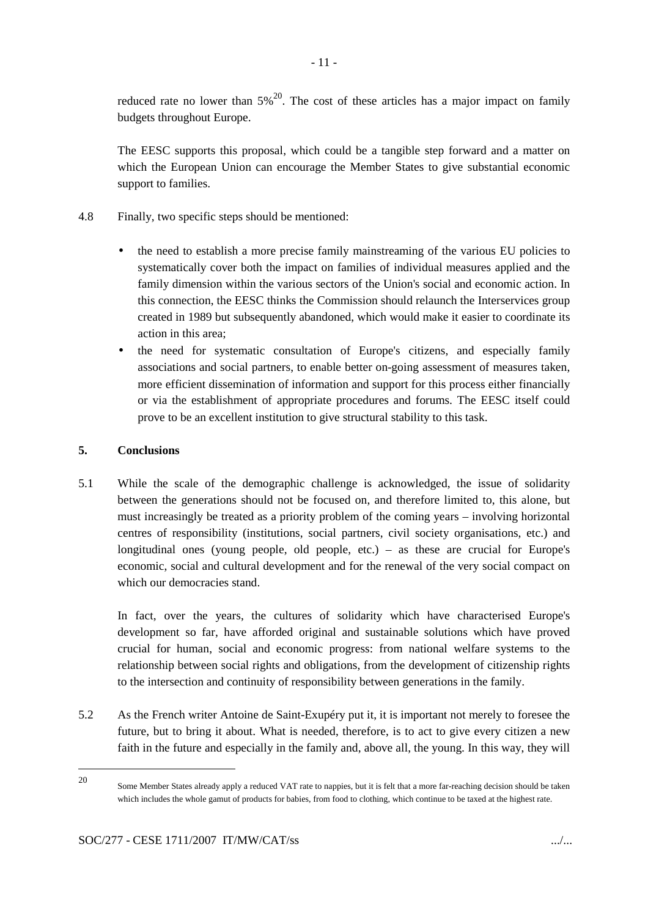reduced rate no lower than 5%[20]. The cost of these articles has a major impact on family budgets throughout Europe.

The EESC supports this proposal, which could be a tangible step forward and a matter on which the European Union can encourage the Member States to give substantial economic support to families.

4.8 Finally, two specific steps should be mentioned:

- the need to establish a more precise family mainstreaming of the various EU policies to systematically cover both the impact on families of individual measures applied and the family dimension within the various sectors of the Union's social and economic action. In this connection, the EESC thinks the Commission should relaunch the Interservices group created in 1989 but subsequently abandoned, which would make it easier to coordinate its action in this area;
- the need for systematic consultation of Europe's citizens, and especially family associations and social partners, to enable better on-going assessment of measures taken, more efficient dissemination of information and support for this process either financially or via the establishment of appropriate procedures and forums. The EESC itself could prove to be an excellent institution to give structural stability to this task.

## 5. Conclusions

5.1 While the scale of the demographic challenge is acknowledged, the issue of solidarity between the generations should not be focused on, and therefore limited to, this alone, but must increasingly be treated as a priority problem of the coming years – involving horizontal centres of responsibility (institutions, social partners, civil society organisations, etc.) and longitudinal ones (young people, old people, etc.) – as these are crucial for Europe's economic, social and cultural development and for the renewal of the very social compact on which our democracies stand.

In fact, over the years, the cultures of solidarity which have characterised Europe's development so far, have afforded original and sustainable solutions which have proved crucial for human, social and economic progress: from national welfare systems to the relationship between social rights and obligations, from the development of citizenship rights to the intersection and continuity of responsibility between generations in the family.

5.2 As the French writer Antoine de Saint-Exupéry put it, it is important not merely to foresee the future, but to bring it about. What is needed, therefore, is to act to give every citizen a new faith in the future and especially in the family and, above all, the young. In this way, they will

---

[20] Some Member States already apply a reduced VAT rate to nappies, but it is felt that a more far-reaching decision should be taken which includes the whole gamut of products for babies, from food to clothing, which continue to be taxed at the highest rate.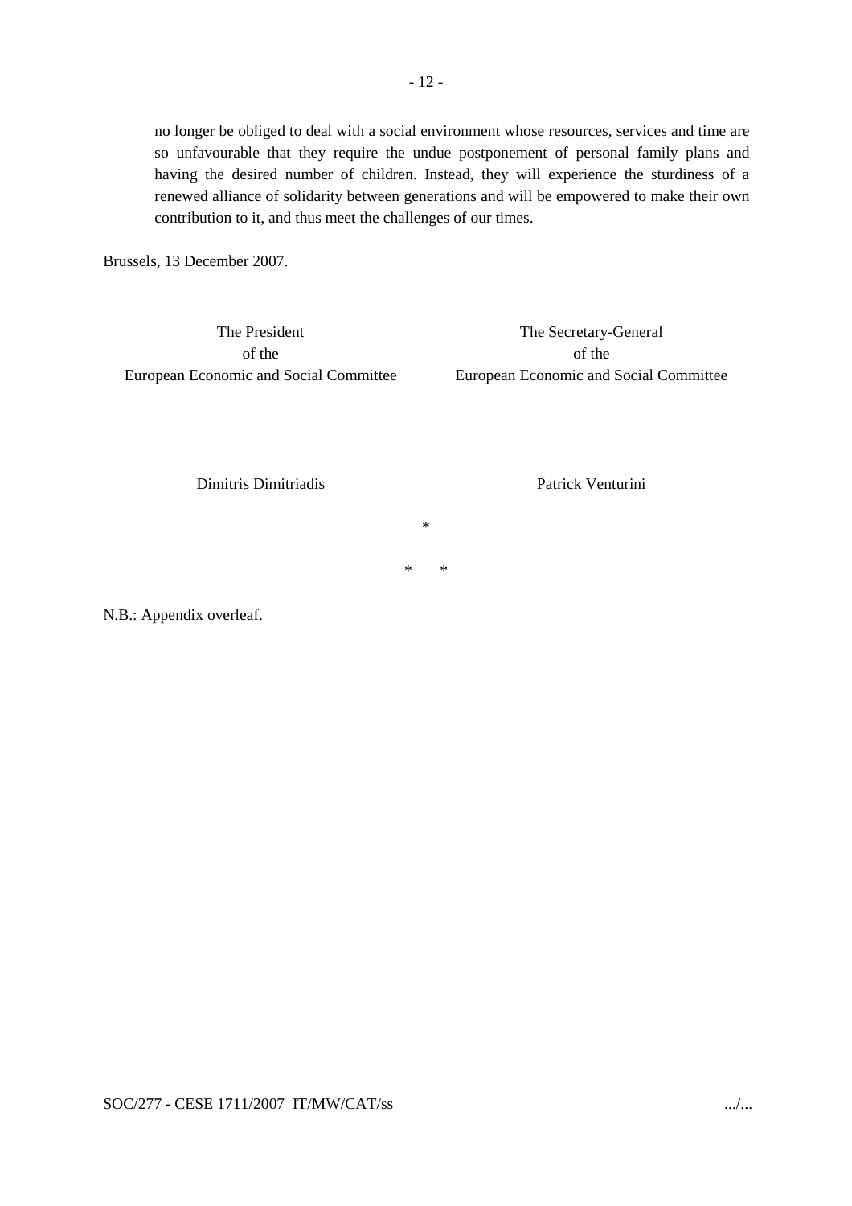no longer be obliged to deal with a social environment whose resources, services and time are so unfavourable that they require the undue postponement of personal family plans and having the desired number of children. Instead, they will experience the sturdiness of a renewed alliance of solidarity between generations and will be empowered to make their own contribution to it, and thus meet the challenges of our times.

Brussels, 13 December 2007.

| The President of the European Economic and Social Committee | The Secretary-General of the European Economic and Social Committee |
|---|---|
| Dimitris Dimitriadis | Patrick Venturini |

*

\* *

N.B.: Appendix overleaf.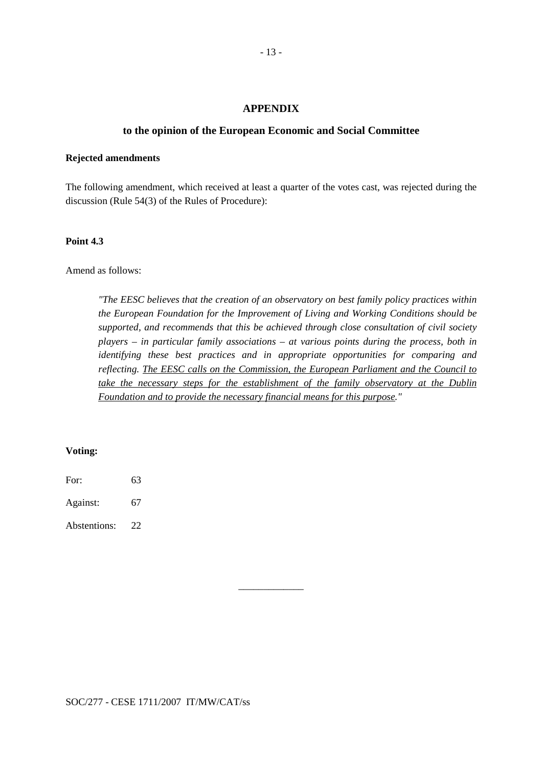## APPENDIX

### to the opinion of the European Economic and Social Committee

**Rejected amendments**

The following amendment, which received at least a quarter of the votes cast, was rejected during the discussion (Rule 54(3) of the Rules of Procedure):

**Point 4.3**

Amend as follows:

> *"The EESC believes that the creation of an observatory on best family policy practices within the European Foundation for the Improvement of Living and Working Conditions should be supported, and recommends that this be achieved through close consultation of civil society players – in particular family associations – at various points during the process, both in identifying these best practices and in appropriate opportunities for comparing and reflecting. <u>The EESC calls on the Commission, the European Parliament and the Council to take the necessary steps for the establishment of the family observatory at the Dublin Foundation and to provide the necessary financial means for this purpose</u>."*

**Voting:**

| | |
|---|---|
| For: | 63 |
| Against: | 67 |
| Abstentions: | 22 |

_____________

SOC/277 - CESE 1711/2007 IT/MW/CAT/ss